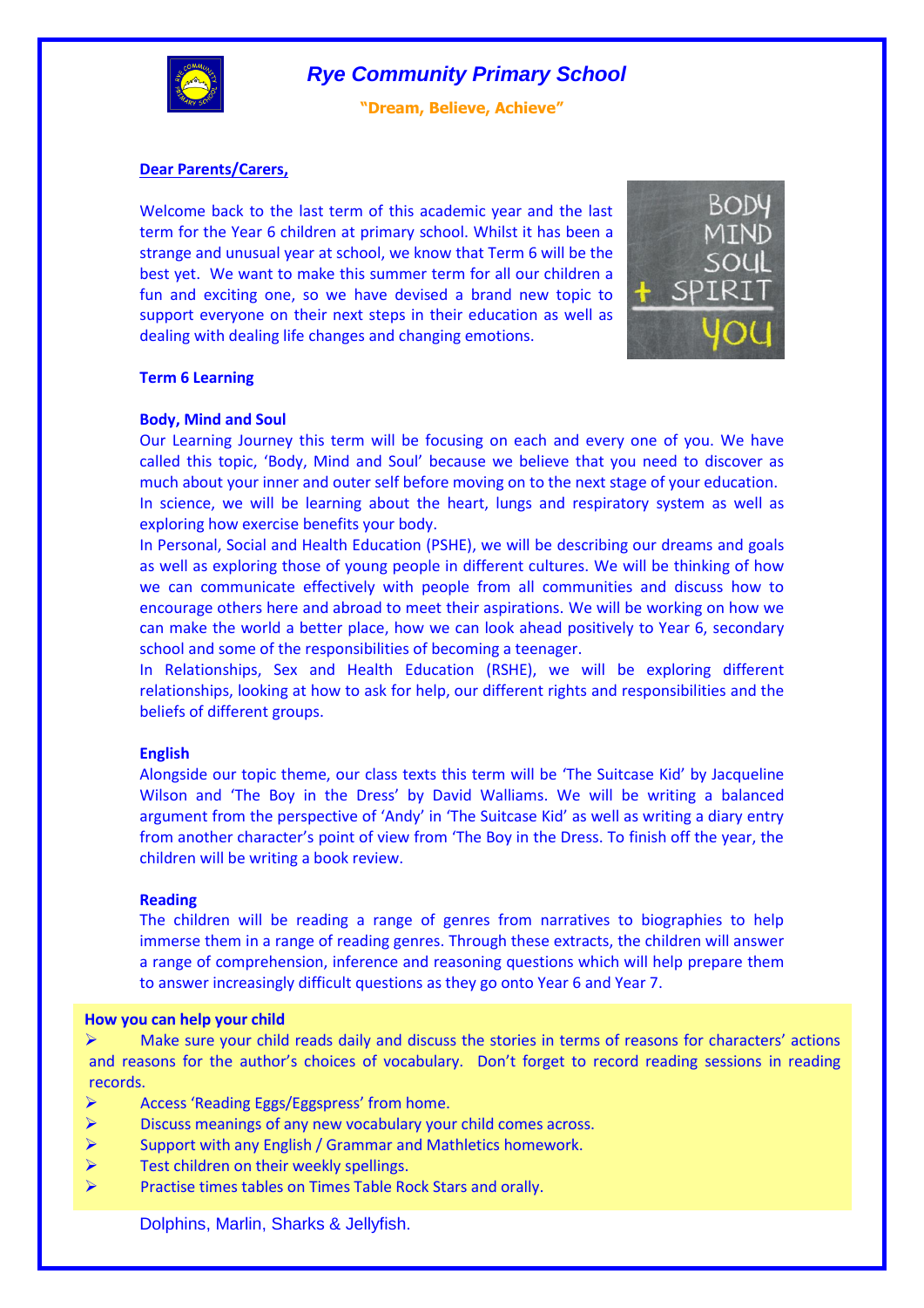# *Rye Community Primary School*

**"Dream, Believe, Achieve"**

**Dear Parents/Carers,**

Welcome back to the last term of this academic year and the last term for the Year 6 children at primary school. Whilst it has been a strange and unusual year at school, we know that Term 6 will be the best yet. We want to make this summer term for all our children a fun and exciting one, so we have devised a brand new topic to support everyone on their next steps in their education as well as dealing with dealing life changes and changing emotions.

**Term 6 Learning**

**Body, Mind and Soul**

Our Learning Journey this term will be focusing on each and every one of you. We have called this topic, 'Body, Mind and Soul' because we believe that you need to discover as much about your inner and outer self before moving on to the next stage of your education.

In science, we will be learning about the heart, lungs and respiratory system as well as exploring how exercise benefits your body.

In Personal, Social and Health Education (PSHE), we will be describing our dreams and goals as well as exploring those of young people in different cultures. We will be thinking of how we can communicate effectively with people from all communities and discuss how to encourage others here and abroad to meet their aspirations. We will be working on how we can make the world a better place, how we can look ahead positively to Year 6, secondary school and some of the responsibilities of becoming a teenager.

In Relationships, Sex and Health Education (RSHE), we will be exploring different relationships, looking at how to ask for help, our different rights and responsibilities and the beliefs of different groups.

**English**

Alongside our topic theme, our class texts this term will be 'The Suitcase Kid' by Jacqueline Wilson and 'The Boy in the Dress' by David Walliams. We will be writing a balanced argument from the perspective of 'Andy' in 'The Suitcase Kid' as well as writing a diary entry from another character's point of view from 'The Boy in the Dress. To finish off the year, the children will be writing a book review.

**Reading**

The children will be reading a range of genres from narratives to biographies to help immerse them in a range of reading genres. Through these extracts, the children will answer a range of comprehension, inference and reasoning questions which will help prepare them to answer increasingly difficult questions as they go onto Year 6 and Year 7.

**How you can help your child**

- Make sure your child reads daily and discuss the stories in terms of reasons for characters' actions and reasons for the author's choices of vocabulary. Don't forget to record reading sessions in reading records.
- Access 'Reading Eggs/Eggspress' from home.
- Discuss meanings of any new vocabulary your child comes across.
- Support with any English / Grammar and Mathletics homework.
- Test children on their weekly spellings.
- Practise times tables on Times Table Rock Stars and orally.

Dolphins, Marlin, Sharks & Jellyfish.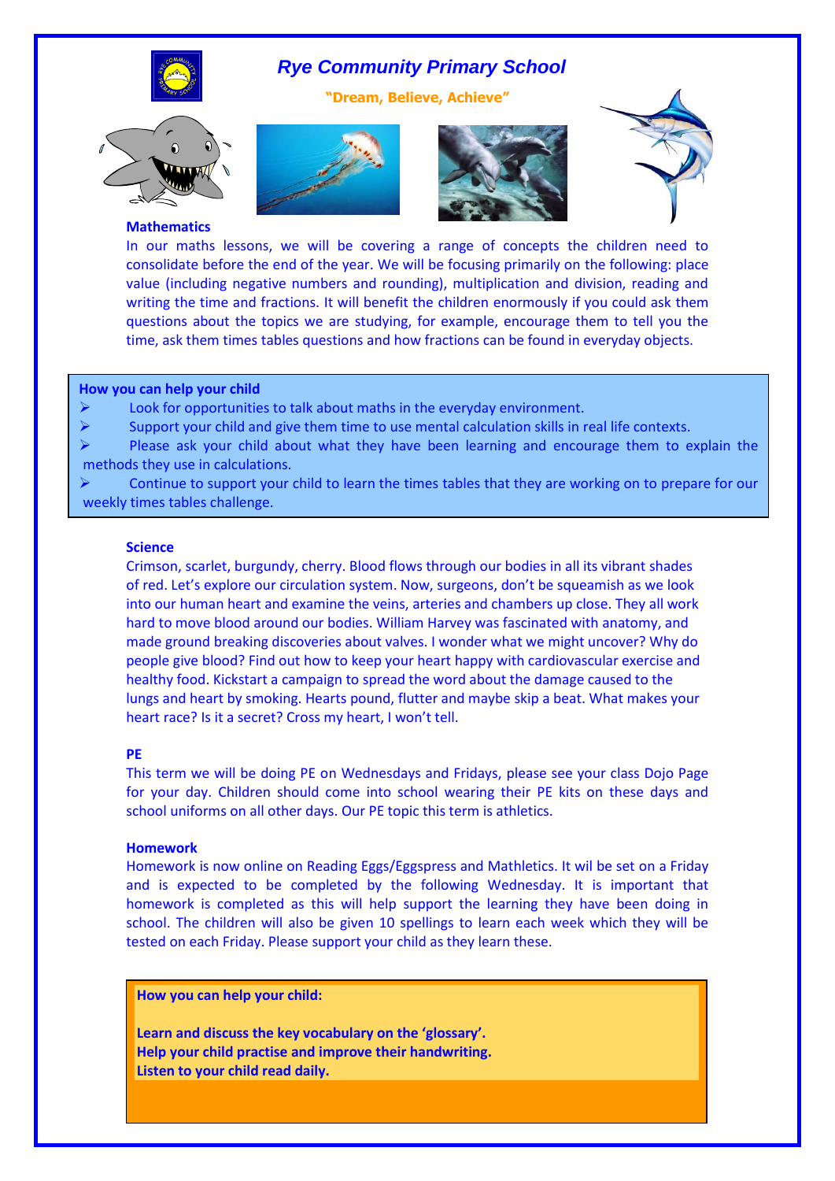# *Rye Community Primary School*

**"Dream, Believe, Achieve"**

### Mathematics

In our maths lessons, we will be covering a range of concepts the children need to consolidate before the end of the year. We will be focusing primarily on the following: place value (including negative numbers and rounding), multiplication and division, reading and writing the time and fractions. It will benefit the children enormously if you could ask them questions about the topics we are studying, for example, encourage them to tell you the time, ask them times tables questions and how fractions can be found in everyday objects.

**How you can help your child**

- Look for opportunities to talk about maths in the everyday environment.
- Support your child and give them time to use mental calculation skills in real life contexts.
- Please ask your child about what they have been learning and encourage them to explain the methods they use in calculations.
- Continue to support your child to learn the times tables that they are working on to prepare for our weekly times tables challenge.

### Science

Crimson, scarlet, burgundy, cherry. Blood flows through our bodies in all its vibrant shades of red. Let's explore our circulation system. Now, surgeons, don't be squeamish as we look into our human heart and examine the veins, arteries and chambers up close. They all work hard to move blood around our bodies. William Harvey was fascinated with anatomy, and made ground breaking discoveries about valves. I wonder what we might uncover? Why do people give blood? Find out how to keep your heart happy with cardiovascular exercise and healthy food. Kickstart a campaign to spread the word about the damage caused to the lungs and heart by smoking. Hearts pound, flutter and maybe skip a beat. What makes your heart race? Is it a secret? Cross my heart, I won't tell.

### PE

This term we will be doing PE on Wednesdays and Fridays, please see your class Dojo Page for your day. Children should come into school wearing their PE kits on these days and school uniforms on all other days. Our PE topic this term is athletics.

### Homework

Homework is now online on Reading Eggs/Eggspress and Mathletics. It wil be set on a Friday and is expected to be completed by the following Wednesday. It is important that homework is completed as this will help support the learning they have been doing in school. The children will also be given 10 spellings to learn each week which they will be tested on each Friday. Please support your child as they learn these.

**How you can help your child:**

**Learn and discuss the key vocabulary on the 'glossary'.**
**Help your child practise and improve their handwriting.**
**Listen to your child read daily.**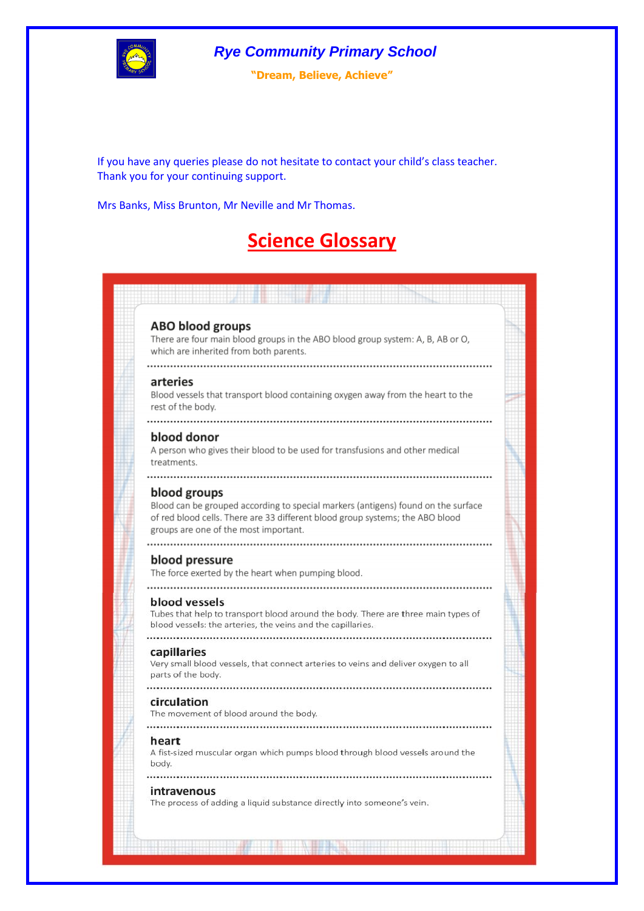**Rye Community Primary School**

**"Dream, Believe, Achieve"**

If you have any queries please do not hesitate to contact your child's class teacher.
Thank you for your continuing support.

Mrs Banks, Miss Brunton, Mr Neville and Mr Thomas.

# Science Glossary

**ABO blood groups**
There are four main blood groups in the ABO blood group system: A, B, AB or O, which are inherited from both parents.

**arteries**
Blood vessels that transport blood containing oxygen away from the heart to the rest of the body.

**blood donor**
A person who gives their blood to be used for transfusions and other medical treatments.

**blood groups**
Blood can be grouped according to special markers (antigens) found on the surface of red blood cells. There are 33 different blood group systems; the ABO blood groups are one of the most important.

**blood pressure**
The force exerted by the heart when pumping blood.

**blood vessels**
Tubes that help to transport blood around the body. There are three main types of blood vessels: the arteries, the veins and the capillaries.

**capillaries**
Very small blood vessels, that connect arteries to veins and deliver oxygen to all parts of the body.

**circulation**
The movement of blood around the body.

**heart**
A fist-sized muscular organ which pumps blood through blood vessels around the body.

**intravenous**
The process of adding a liquid substance directly into someone's vein.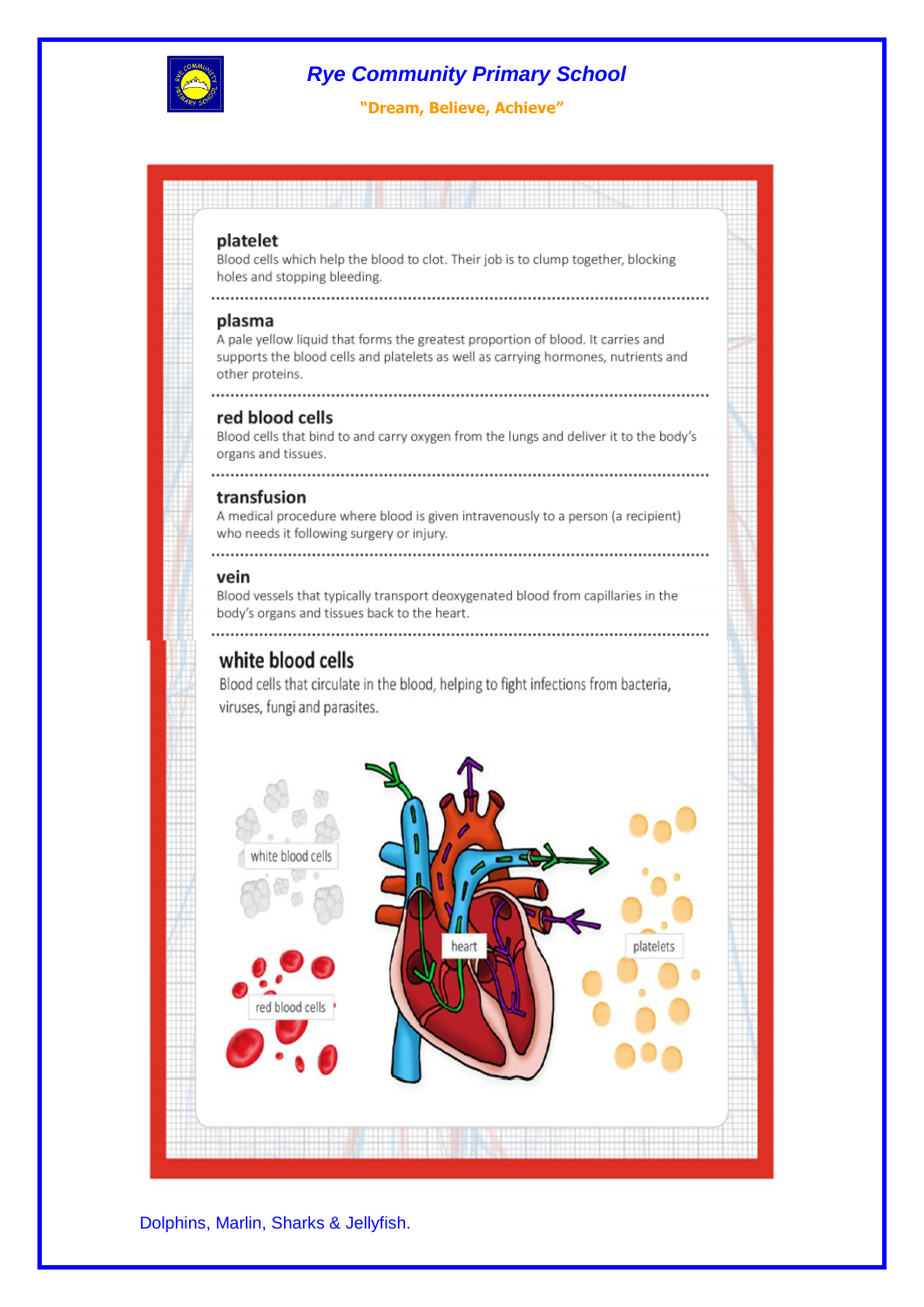**platelet**
Blood cells which help the blood to clot. Their job is to clump together, blocking holes and stopping bleeding.

**plasma**
A pale yellow liquid that forms the greatest proportion of blood. It carries and supports the blood cells and platelets as well as carrying hormones, nutrients and other proteins.

**red blood cells**
Blood cells that bind to and carry oxygen from the lungs and deliver it to the body's organs and tissues.

**transfusion**
A medical procedure where blood is given intravenously to a person (a recipient) who needs it following surgery or injury.

**vein**
Blood vessels that typically transport deoxygenated blood from capillaries in the body's organs and tissues back to the heart.

**white blood cells**
Blood cells that circulate in the blood, helping to fight infections from bacteria, viruses, fungi and parasites.

white blood cells

red blood cells

heart

platelets